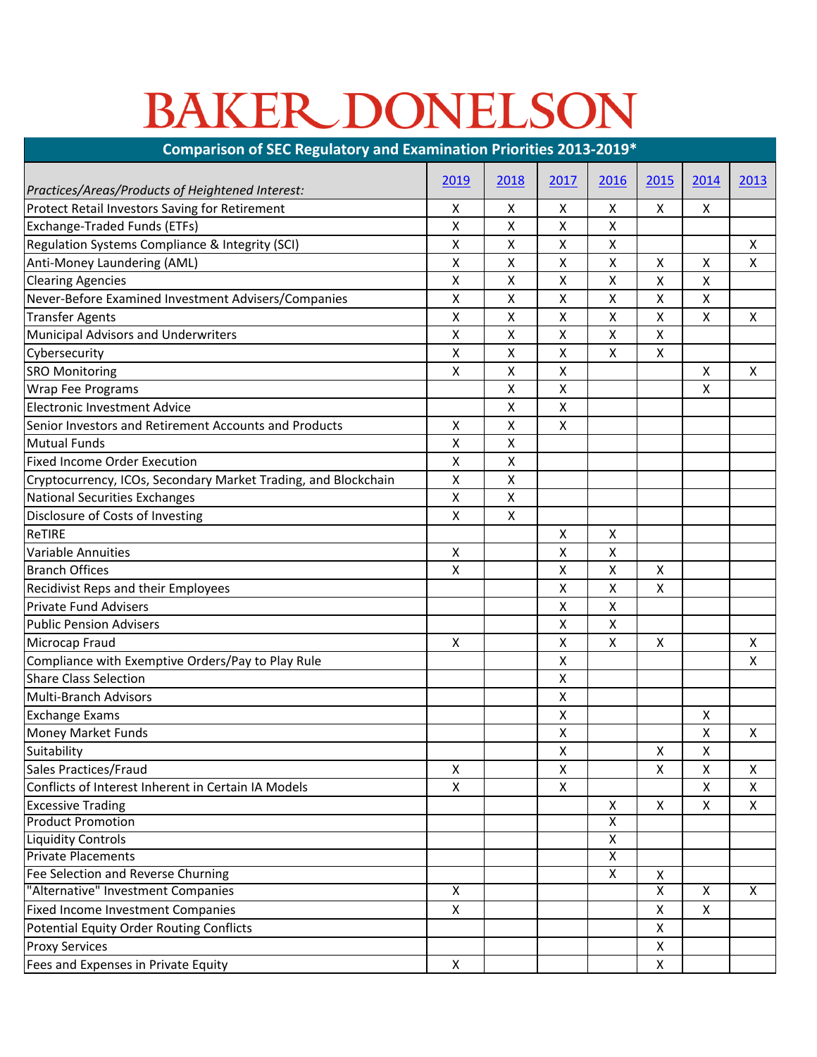# BAKER DONELSON

## Comparison of SEC Regulatory and Examination Priorities 2013-2019*

| *Practices/Areas/Products of Heightened Interest:* | 2019 | 2018 | 2017 | 2016 | 2015 | 2014 | 2013 |
|---|---|---|---|---|---|---|---|
| Protect Retail Investors Saving for Retirement | X | X | X | X | X | X | |
| Exchange-Traded Funds (ETFs) | X | X | X | X | | | |
| Regulation Systems Compliance & Integrity (SCI) | X | X | X | X | | | X |
| Anti-Money Laundering (AML) | X | X | X | X | X | X | X |
| Clearing Agencies | X | X | X | X | X | X | |
| Never-Before Examined Investment Advisers/Companies | X | X | X | X | X | X | |
| Transfer Agents | X | X | X | X | X | X | X |
| Municipal Advisors and Underwriters | X | X | X | X | X | | |
| Cybersecurity | X | X | X | X | X | | |
| SRO Monitoring | X | X | X | | | X | X |
| Wrap Fee Programs | | X | X | | | X | |
| Electronic Investment Advice | | X | X | | | | |
| Senior Investors and Retirement Accounts and Products | X | X | X | | | | |
| Mutual Funds | X | X | | | | | |
| Fixed Income Order Execution | X | X | | | | | |
| Cryptocurrency, ICOs, Secondary Market Trading, and Blockchain | X | X | | | | | |
| National Securities Exchanges | X | X | | | | | |
| Disclosure of Costs of Investing | X | X | | | | | |
| ReTIRE | | | X | X | | | |
| Variable Annuities | X | | X | X | | | |
| Branch Offices | X | | X | X | X | | |
| Recidivist Reps and their Employees | | | X | X | X | | |
| Private Fund Advisers | | | X | X | | | |
| Public Pension Advisers | | | X | X | | | |
| Microcap Fraud | X | | X | X | X | | X |
| Compliance with Exemptive Orders/Pay to Play Rule | | | X | | | | X |
| Share Class Selection | | | X | | | | |
| Multi-Branch Advisors | | | X | | | | |
| Exchange Exams | | | X | | | X | |
| Money Market Funds | | | X | | | X | X |
| Suitability | | | X | | X | X | |
| Sales Practices/Fraud | X | | X | | X | X | X |
| Conflicts of Interest Inherent in Certain IA Models | X | | X | | | X | X |
| Excessive Trading | | | | X | X | X | X |
| Product Promotion | | | | X | | | |
| Liquidity Controls | | | | X | | | |
| Private Placements | | | | X | | | |
| Fee Selection and Reverse Churning | | | | X | X | | |
| "Alternative" Investment Companies | X | | | | X | X | X |
| Fixed Income Investment Companies | X | | | | X | X | |
| Potential Equity Order Routing Conflicts | | | | | X | | |
| Proxy Services | | | | | X | | |
| Fees and Expenses in Private Equity | X | | | | X | | |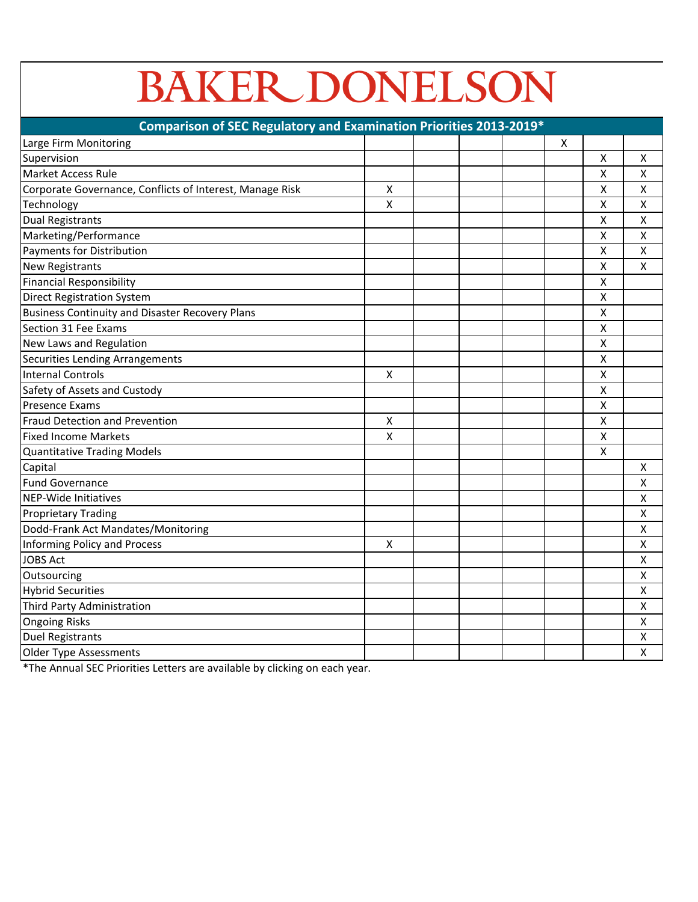# BAKER DONELSON

| Comparison of SEC Regulatory and Examination Priorities 2013-2019* | | | | | | | |
|---|---|---|---|---|---|---|---|
| Large Firm Monitoring | | | | | X | | |
| Supervision | | | | | | X | X |
| Market Access Rule | | | | | | X | X |
| Corporate Governance, Conflicts of Interest, Manage Risk | X | | | | | X | X |
| Technology | X | | | | | X | X |
| Dual Registrants | | | | | | X | X |
| Marketing/Performance | | | | | | X | X |
| Payments for Distribution | | | | | | X | X |
| New Registrants | | | | | | X | X |
| Financial Responsibility | | | | | | X | |
| Direct Registration System | | | | | | X | |
| Business Continuity and Disaster Recovery Plans | | | | | | X | |
| Section 31 Fee Exams | | | | | | X | |
| New Laws and Regulation | | | | | | X | |
| Securities Lending Arrangements | | | | | | X | |
| Internal Controls | X | | | | | X | |
| Safety of Assets and Custody | | | | | | X | |
| Presence Exams | | | | | | X | |
| Fraud Detection and Prevention | X | | | | | X | |
| Fixed Income Markets | X | | | | | X | |
| Quantitative Trading Models | | | | | | X | |
| Capital | | | | | | | X |
| Fund Governance | | | | | | | X |
| NEP-Wide Initiatives | | | | | | | X |
| Proprietary Trading | | | | | | | X |
| Dodd-Frank Act Mandates/Monitoring | | | | | | | X |
| Informing Policy and Process | X | | | | | | X |
| JOBS Act | | | | | | | X |
| Outsourcing | | | | | | | X |
| Hybrid Securities | | | | | | | X |
| Third Party Administration | | | | | | | X |
| Ongoing Risks | | | | | | | X |
| Duel Registrants | | | | | | | X |
| Older Type Assessments | | | | | | | X |

*The Annual SEC Priorities Letters are available by clicking on each year.